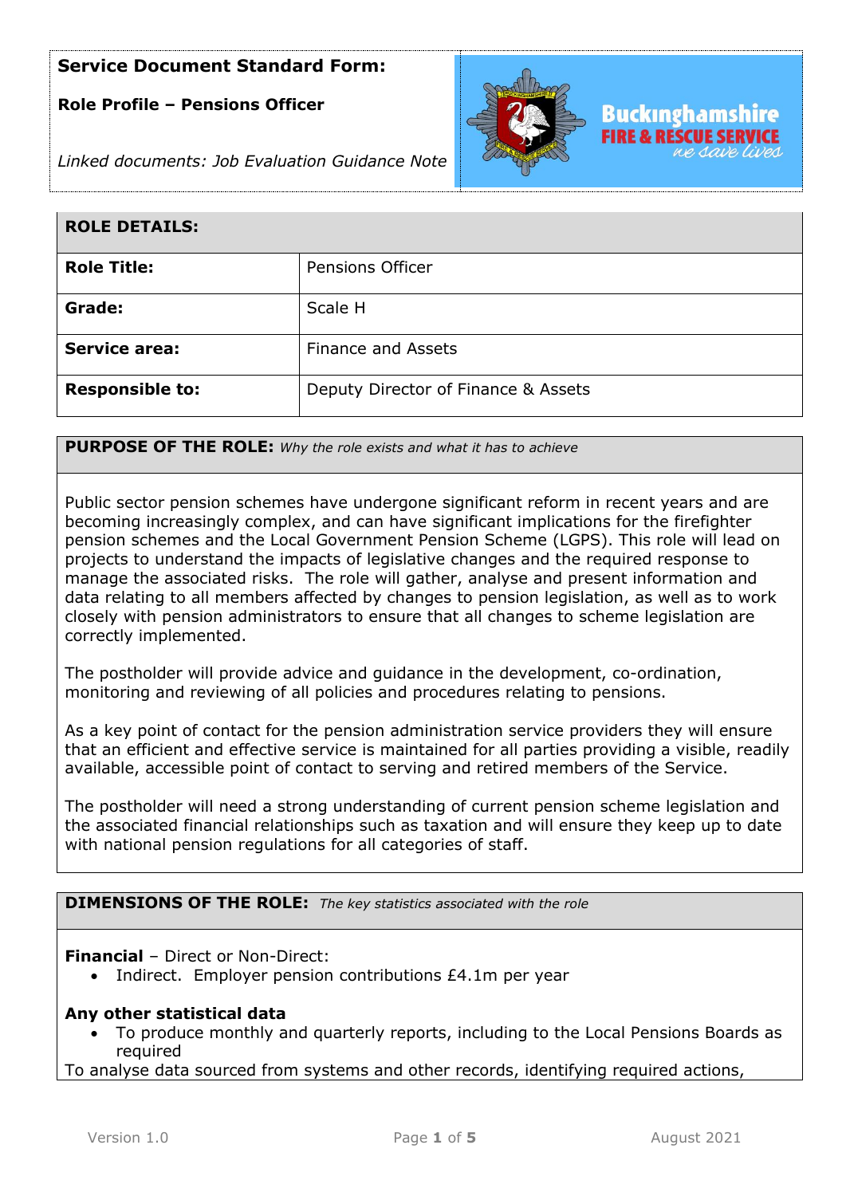**Service Document Standard Form:**

**Role Profile – Pensions Officer**

*Linked documents: Job Evaluation Guidance Note*

| ROLE DETAILS: | |
|---|---|
| **Role Title:** | Pensions Officer |
| **Grade:** | Scale H |
| **Service area:** | Finance and Assets |
| **Responsible to:** | Deputy Director of Finance & Assets |

## PURPOSE OF THE ROLE: *Why the role exists and what it has to achieve*

Public sector pension schemes have undergone significant reform in recent years and are becoming increasingly complex, and can have significant implications for the firefighter pension schemes and the Local Government Pension Scheme (LGPS). This role will lead on projects to understand the impacts of legislative changes and the required response to manage the associated risks. The role will gather, analyse and present information and data relating to all members affected by changes to pension legislation, as well as to work closely with pension administrators to ensure that all changes to scheme legislation are correctly implemented.

The postholder will provide advice and guidance in the development, co-ordination, monitoring and reviewing of all policies and procedures relating to pensions.

As a key point of contact for the pension administration service providers they will ensure that an efficient and effective service is maintained for all parties providing a visible, readily available, accessible point of contact to serving and retired members of the Service.

The postholder will need a strong understanding of current pension scheme legislation and the associated financial relationships such as taxation and will ensure they keep up to date with national pension regulations for all categories of staff.

## DIMENSIONS OF THE ROLE: *The key statistics associated with the role*

**Financial** – Direct or Non-Direct:

- Indirect. Employer pension contributions £4.1m per year

**Any other statistical data**

- To produce monthly and quarterly reports, including to the Local Pensions Boards as required

To analyse data sourced from systems and other records, identifying required actions,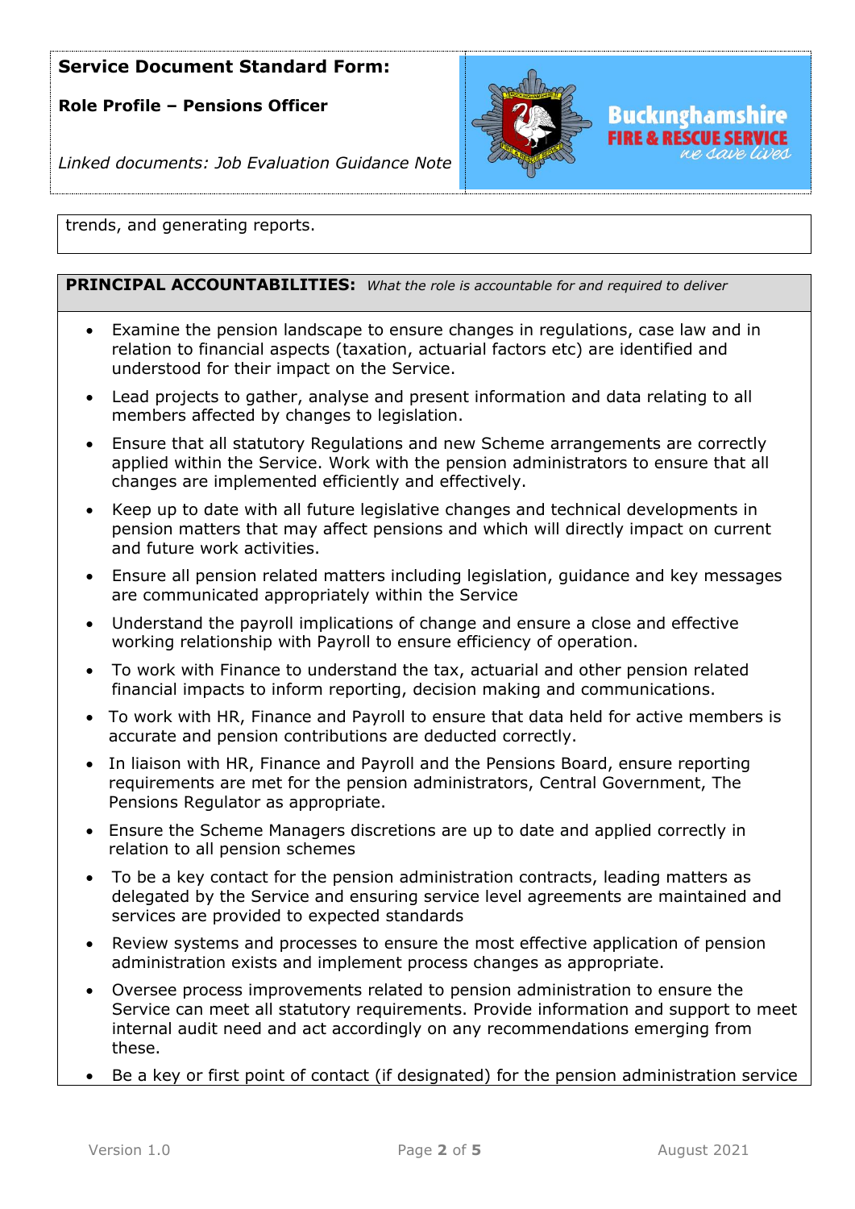trends, and generating reports.

**PRINCIPAL ACCOUNTABILITIES:** *What the role is accountable for and required to deliver*

- Examine the pension landscape to ensure changes in regulations, case law and in relation to financial aspects (taxation, actuarial factors etc) are identified and understood for their impact on the Service.
- Lead projects to gather, analyse and present information and data relating to all members affected by changes to legislation.
- Ensure that all statutory Regulations and new Scheme arrangements are correctly applied within the Service. Work with the pension administrators to ensure that all changes are implemented efficiently and effectively.
- Keep up to date with all future legislative changes and technical developments in pension matters that may affect pensions and which will directly impact on current and future work activities.
- Ensure all pension related matters including legislation, guidance and key messages are communicated appropriately within the Service
- Understand the payroll implications of change and ensure a close and effective working relationship with Payroll to ensure efficiency of operation.
- To work with Finance to understand the tax, actuarial and other pension related financial impacts to inform reporting, decision making and communications.
- To work with HR, Finance and Payroll to ensure that data held for active members is accurate and pension contributions are deducted correctly.
- In liaison with HR, Finance and Payroll and the Pensions Board, ensure reporting requirements are met for the pension administrators, Central Government, The Pensions Regulator as appropriate.
- Ensure the Scheme Managers discretions are up to date and applied correctly in relation to all pension schemes
- To be a key contact for the pension administration contracts, leading matters as delegated by the Service and ensuring service level agreements are maintained and services are provided to expected standards
- Review systems and processes to ensure the most effective application of pension administration exists and implement process changes as appropriate.
- Oversee process improvements related to pension administration to ensure the Service can meet all statutory requirements. Provide information and support to meet internal audit need and act accordingly on any recommendations emerging from these.
- Be a key or first point of contact (if designated) for the pension administration service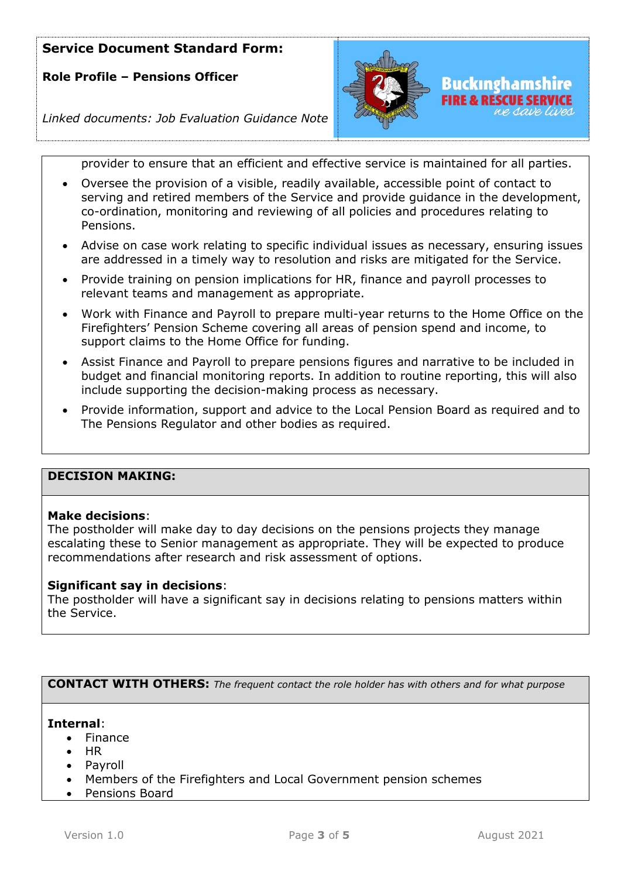provider to ensure that an efficient and effective service is maintained for all parties.

- Oversee the provision of a visible, readily available, accessible point of contact to serving and retired members of the Service and provide guidance in the development, co-ordination, monitoring and reviewing of all policies and procedures relating to Pensions.
- Advise on case work relating to specific individual issues as necessary, ensuring issues are addressed in a timely way to resolution and risks are mitigated for the Service.
- Provide training on pension implications for HR, finance and payroll processes to relevant teams and management as appropriate.
- Work with Finance and Payroll to prepare multi-year returns to the Home Office on the Firefighters' Pension Scheme covering all areas of pension spend and income, to support claims to the Home Office for funding.
- Assist Finance and Payroll to prepare pensions figures and narrative to be included in budget and financial monitoring reports. In addition to routine reporting, this will also include supporting the decision-making process as necessary.
- Provide information, support and advice to the Local Pension Board as required and to The Pensions Regulator and other bodies as required.

## DECISION MAKING:

**Make decisions**:
The postholder will make day to day decisions on the pensions projects they manage escalating these to Senior management as appropriate. They will be expected to produce recommendations after research and risk assessment of options.

**Significant say in decisions**:
The postholder will have a significant say in decisions relating to pensions matters within the Service.

## CONTACT WITH OTHERS: *The frequent contact the role holder has with others and for what purpose*

**Internal**:

- Finance
- HR
- Payroll
- Members of the Firefighters and Local Government pension schemes
- Pensions Board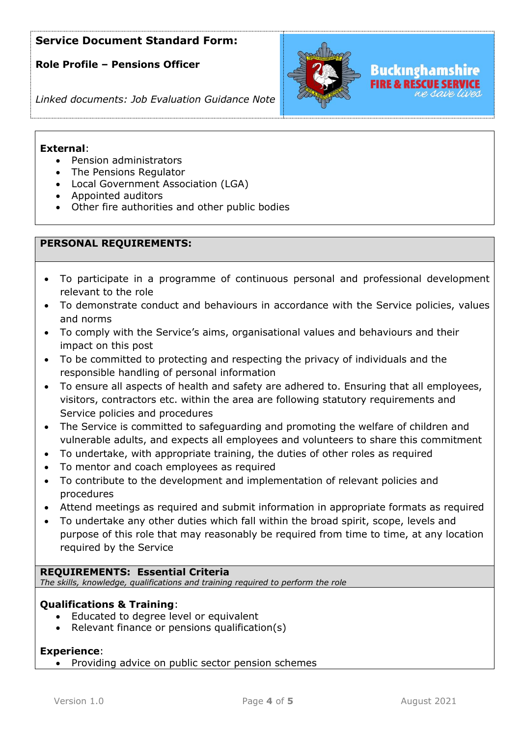**Service Document Standard Form:**

**Role Profile – Pensions Officer**

*Linked documents: Job Evaluation Guidance Note*

**External**:

- Pension administrators
- The Pensions Regulator
- Local Government Association (LGA)
- Appointed auditors
- Other fire authorities and other public bodies

## PERSONAL REQUIREMENTS:

- To participate in a programme of continuous personal and professional development relevant to the role
- To demonstrate conduct and behaviours in accordance with the Service policies, values and norms
- To comply with the Service's aims, organisational values and behaviours and their impact on this post
- To be committed to protecting and respecting the privacy of individuals and the responsible handling of personal information
- To ensure all aspects of health and safety are adhered to. Ensuring that all employees, visitors, contractors etc. within the area are following statutory requirements and Service policies and procedures
- The Service is committed to safeguarding and promoting the welfare of children and vulnerable adults, and expects all employees and volunteers to share this commitment
- To undertake, with appropriate training, the duties of other roles as required
- To mentor and coach employees as required
- To contribute to the development and implementation of relevant policies and procedures
- Attend meetings as required and submit information in appropriate formats as required
- To undertake any other duties which fall within the broad spirit, scope, levels and purpose of this role that may reasonably be required from time to time, at any location required by the Service

## REQUIREMENTS: Essential Criteria

*The skills, knowledge, qualifications and training required to perform the role*

**Qualifications & Training**:

- Educated to degree level or equivalent
- Relevant finance or pensions qualification(s)

**Experience**:

- Providing advice on public sector pension schemes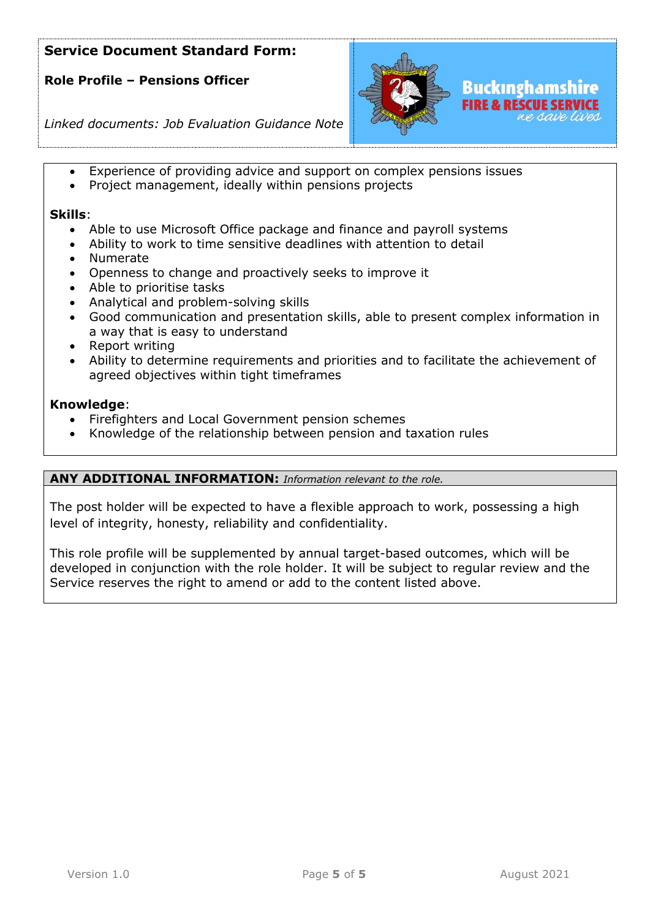- Experience of providing advice and support on complex pensions issues
- Project management, ideally within pensions projects

**Skills**:

- Able to use Microsoft Office package and finance and payroll systems
- Ability to work to time sensitive deadlines with attention to detail
- Numerate
- Openness to change and proactively seeks to improve it
- Able to prioritise tasks
- Analytical and problem-solving skills
- Good communication and presentation skills, able to present complex information in a way that is easy to understand
- Report writing
- Ability to determine requirements and priorities and to facilitate the achievement of agreed objectives within tight timeframes

**Knowledge**:

- Firefighters and Local Government pension schemes
- Knowledge of the relationship between pension and taxation rules

**ANY ADDITIONAL INFORMATION:** *Information relevant to the role.*

The post holder will be expected to have a flexible approach to work, possessing a high level of integrity, honesty, reliability and confidentiality.

This role profile will be supplemented by annual target-based outcomes, which will be developed in conjunction with the role holder. It will be subject to regular review and the Service reserves the right to amend or add to the content listed above.